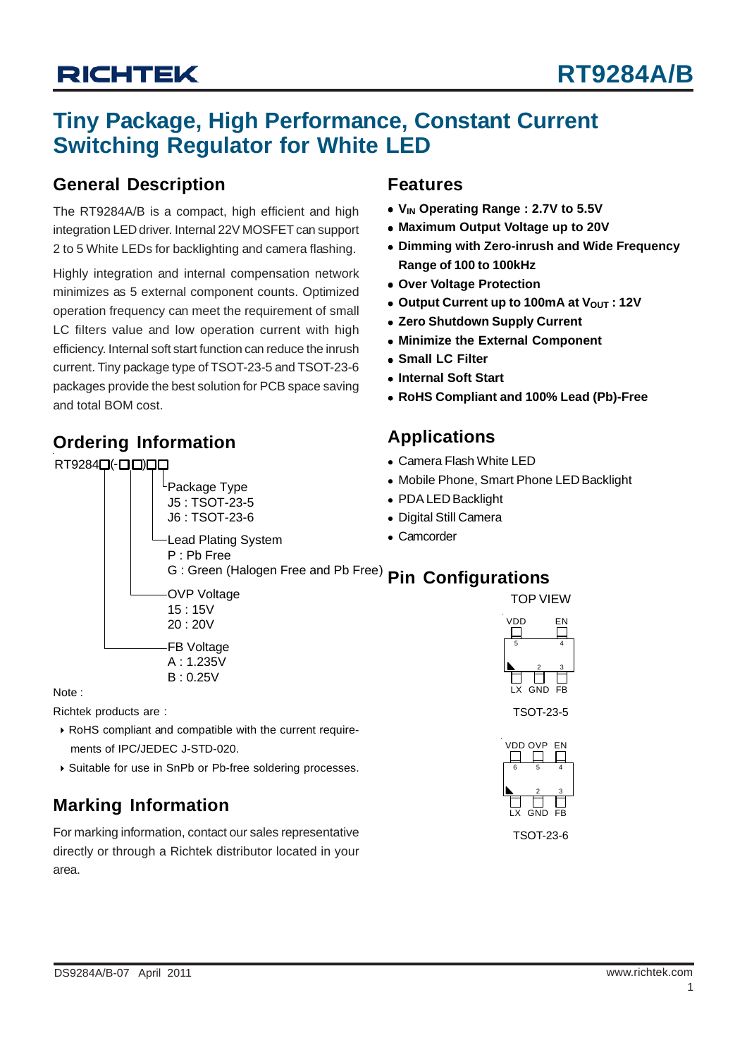# Tiny Package, High Performance, Constant Current Switching Regulator for White LED

## General Description

The RT9284A/B is a compact, high efficient and high integration LED driver. Internal 22V MOSFET can support 2 to 5 White LEDs for backlighting and camera flashing.

Highly integration and internal compensation network minimizes as 5 external component counts. Optimized operation frequency can meet the requirement of small LC filters value and low operation current with high efficiency. Internal soft start function can reduce the inrush current. Tiny package type of TSOT-23-5 and TSOT-23-6 packages provide the best solution for PCB space saving and total BOM cost.

## Ordering Information

RT9284□(-□□)□□

- Package Type
  - J5 : TSOT-23-5
  - J6 : TSOT-23-6
- Lead Plating System
  - P : Pb Free
  - G : Green (Halogen Free and Pb Free)
- OVP Voltage
  - 15 : 15V
  - 20 : 20V
- FB Voltage
  - A : 1.235V
  - B : 0.25V

Note :

Richtek products are :

- RoHS compliant and compatible with the current requirements of IPC/JEDEC J-STD-020.
- Suitable for use in SnPb or Pb-free soldering processes.

## Marking Information

For marking information, contact our sales representative directly or through a Richtek distributor located in your area.

## Features

- **$V_{IN}$ Operating Range : 2.7V to 5.5V**
- **Maximum Output Voltage up to 20V**
- **Dimming with Zero-inrush and Wide Frequency Range of 100 to 100kHz**
- **Over Voltage Protection**
- **Output Current up to 100mA at $V_{OUT}$ : 12V**
- **Zero Shutdown Supply Current**
- **Minimize the External Component**
- **Small LC Filter**
- **Internal Soft Start**
- **RoHS Compliant and 100% Lead (Pb)-Free**

## Applications

- Camera Flash White LED
- Mobile Phone, Smart Phone LED Backlight
- PDA LED Backlight
- Digital Still Camera
- Camcorder

## Pin Configurations

TOP VIEW

| Pin | Name |
|---|---|
| 1 | LX |
| 2 | GND |
| 3 | FB |
| 4 | EN |
| 5 | VDD |

TSOT-23-5

| Pin | Name |
|---|---|
| 1 | LX |
| 2 | GND |
| 3 | FB |
| 4 | EN |
| 5 | OVP |
| 6 | VDD |

TSOT-23-6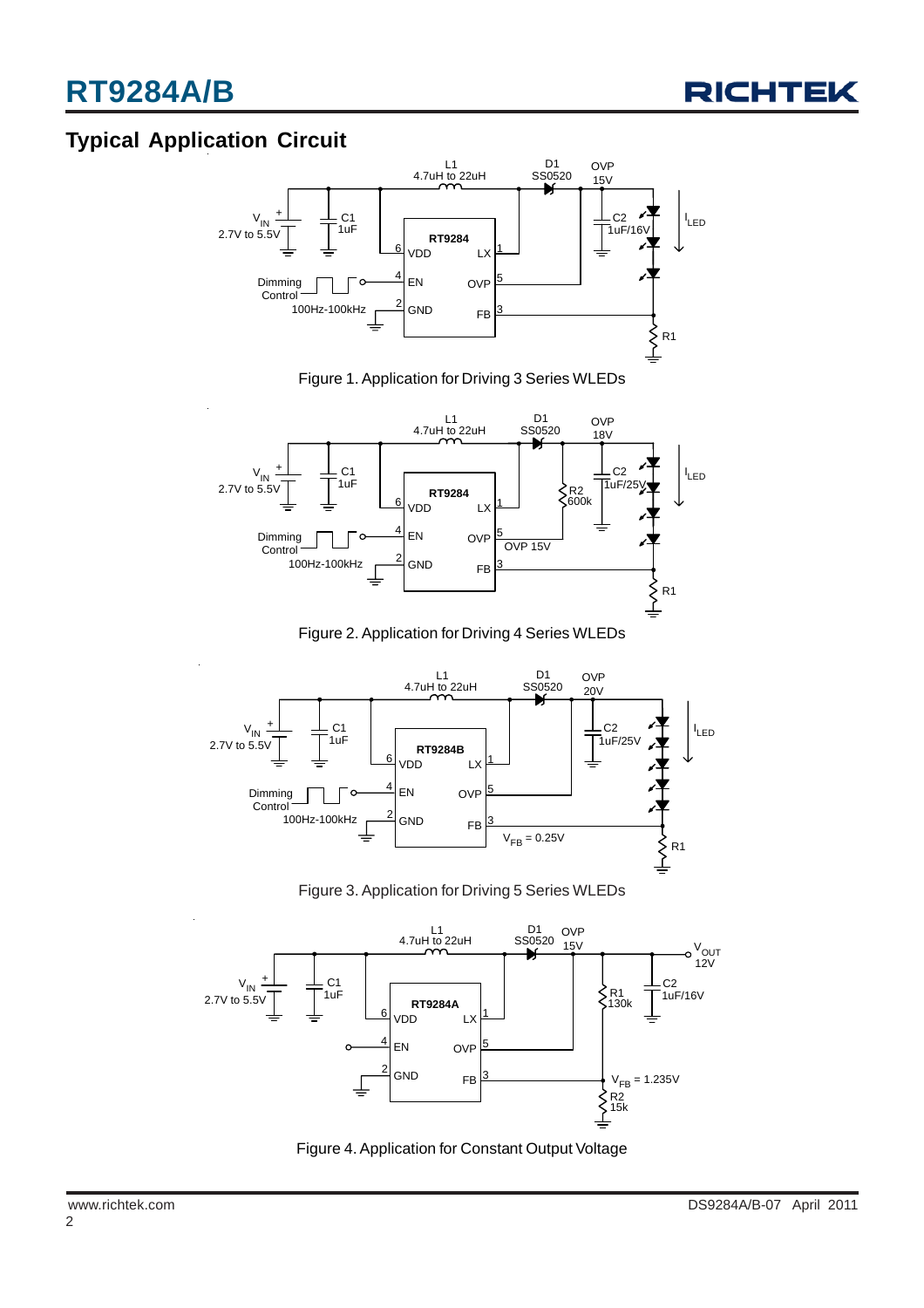## Typical Application Circuit

Figure 1. Application for Driving 3 Series WLEDs

Figure 2. Application for Driving 4 Series WLEDs

Figure 3. Application for Driving 5 Series WLEDs

Figure 4. Application for Constant Output Voltage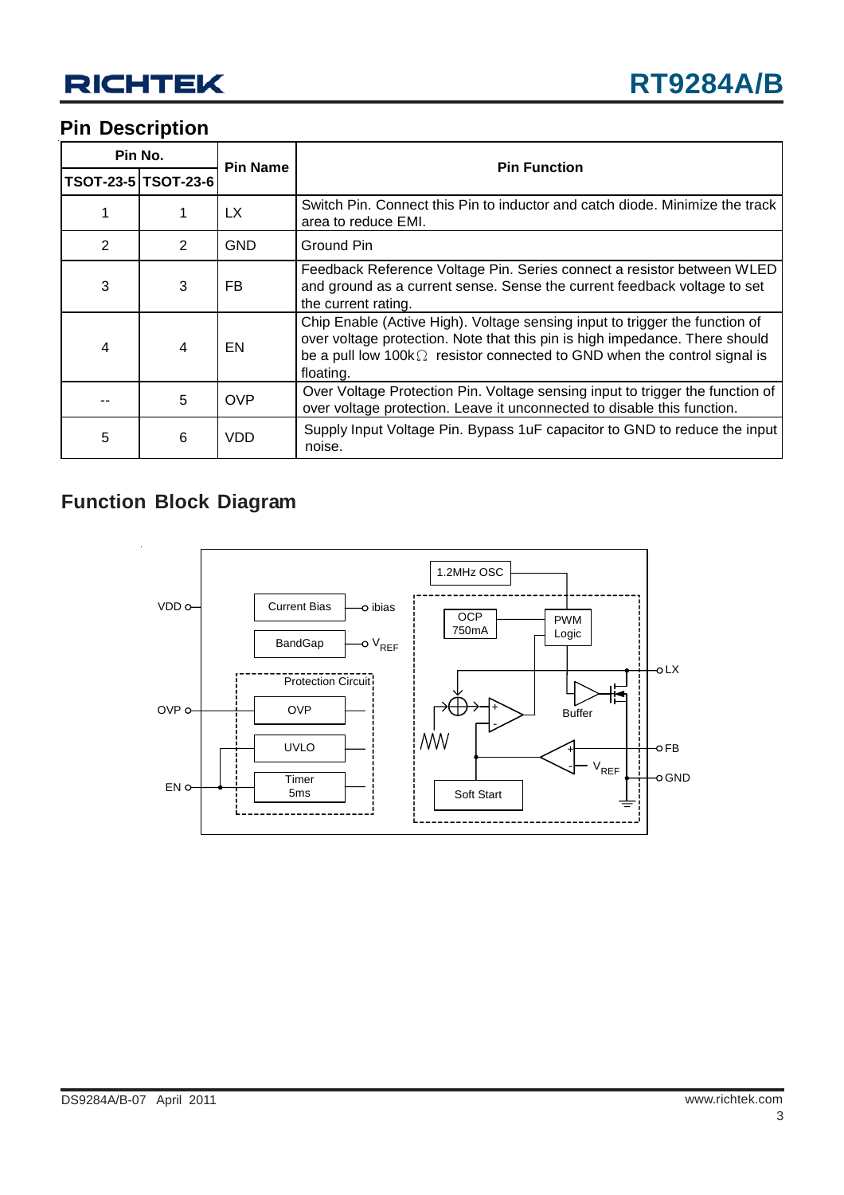## Pin Description

| Pin No. | | Pin Name | Pin Function |
|---|---|---|---|
| TSOT-23-5 | TSOT-23-6 | | |
| 1 | 1 | LX | Switch Pin. Connect this Pin to inductor and catch diode. Minimize the track area to reduce EMI. |
| 2 | 2 | GND | Ground Pin |
| 3 | 3 | FB | Feedback Reference Voltage Pin. Series connect a resistor between WLED and ground as a current sense. Sense the current feedback voltage to set the current rating. |
| 4 | 4 | EN | Chip Enable (Active High). Voltage sensing input to trigger the function of over voltage protection. Note that this pin is high impedance. There should be a pull low 100kΩ resistor connected to GND when the control signal is floating. |
| -- | 5 | OVP | Over Voltage Protection Pin. Voltage sensing input to trigger the function of over voltage protection. Leave it unconnected to disable this function. |
| 5 | 6 | VDD | Supply Input Voltage Pin. Bypass 1uF capacitor to GND to reduce the input noise. |

## Function Block Diagram

VDD, OVP, EN, LX, FB, GND, Current Bias, ibias, BandGap, $V_{REF}$, Protection Circuit, OVP, UVLO, Timer 5ms, 1.2MHz OSC, OCP 750mA, PWM Logic, Buffer, Soft Start, $V_{REF}$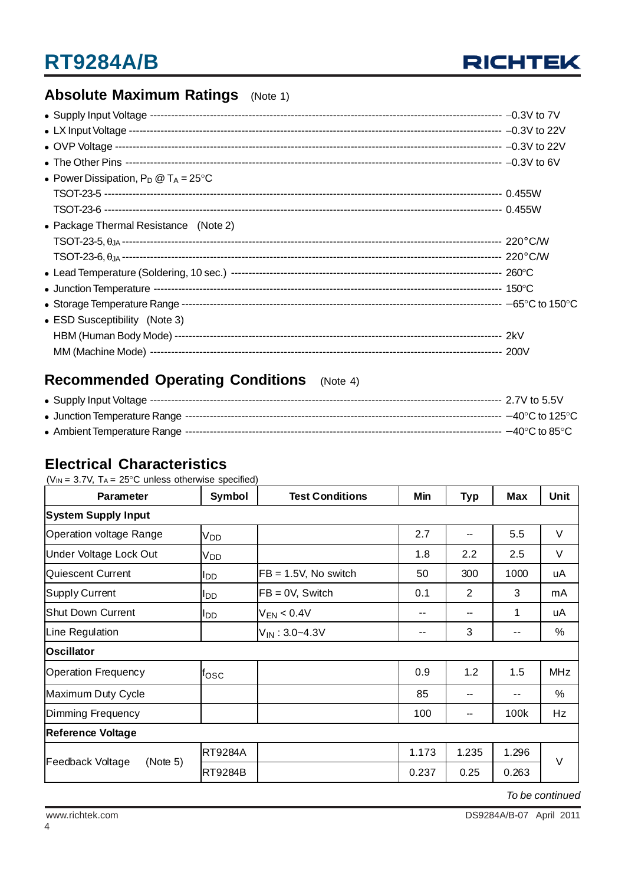## Absolute Maximum Ratings (Note 1)

- Supply Input Voltage ---------------------------------------------------------------------------------------------- –0.3V to 7V
- LX Input Voltage ------------------------------------------------------------------------------------------------------ –0.3V to 22V
- OVP Voltage ----------------------------------------------------------------------------------------------------------- –0.3V to 22V
- The Other Pins -------------------------------------------------------------------------------------------------------- –0.3V to 6V
- Power Dissipation, $P_D$ @ $T_A$ = 25°C
  TSOT-23-5 ------------------------------------------------------------------------------------------------------------ 0.455W
  TSOT-23-6 ------------------------------------------------------------------------------------------------------------ 0.455W
- Package Thermal Resistance (Note 2)
  TSOT-23-5, $\theta_{JA}$ -------------------------------------------------------------------------------------------------------- 220°C/W
  TSOT-23-6, $\theta_{JA}$ -------------------------------------------------------------------------------------------------------- 220°C/W
- Lead Temperature (Soldering, 10 sec.) ------------------------------------------------------------------------- 260°C
- Junction Temperature ------------------------------------------------------------------------------------------------ 150°C
- Storage Temperature Range -------------------------------------------------------------------------------------- –65°C to 150°C
- ESD Susceptibility (Note 3)
  HBM (Human Body Mode) ------------------------------------------------------------------------------------------ 2kV
  MM (Machine Mode) ----------------------------------------------------------------------------------------------- 200V

## Recommended Operating Conditions (Note 4)

- Supply Input Voltage ---------------------------------------------------------------------------------------------- 2.7V to 5.5V
- Junction Temperature Range ------------------------------------------------------------------------------------- –40°C to 125°C
- Ambient Temperature Range ------------------------------------------------------------------------------------- –40°C to 85°C

## Electrical Characteristics

($V_{IN}$ = 3.7V, $T_A$ = 25°C unless otherwise specified)

| Parameter | Symbol | Test Conditions | Min | Typ | Max | Unit |
|---|---|---|---|---|---|---|
| **System Supply Input** | | | | | | |
| Operation voltage Range | $V_{DD}$ | | 2.7 | -- | 5.5 | V |
| Under Voltage Lock Out | $V_{DD}$ | | 1.8 | 2.2 | 2.5 | V |
| Quiescent Current | $I_{DD}$ | FB = 1.5V, No switch | 50 | 300 | 1000 | uA |
| Supply Current | $I_{DD}$ | FB = 0V, Switch | 0.1 | 2 | 3 | mA |
| Shut Down Current | $I_{DD}$ | $V_{EN}$ < 0.4V | -- | -- | 1 | uA |
| Line Regulation | | $V_{IN}$ : 3.0~4.3V | -- | 3 | -- | % |
| **Oscillator** | | | | | | |
| Operation Frequency | $f_{OSC}$ | | 0.9 | 1.2 | 1.5 | MHz |
| Maximum Duty Cycle | | | 85 | -- | -- | % |
| Dimming Frequency | | | 100 | -- | 100k | Hz |
| **Reference Voltage** | | | | | | |
| Feedback Voltage (Note 5) | RT9284A | | 1.173 | 1.235 | 1.296 | V |
| | RT9284B | | 0.237 | 0.25 | 0.263 | |

*To be continued*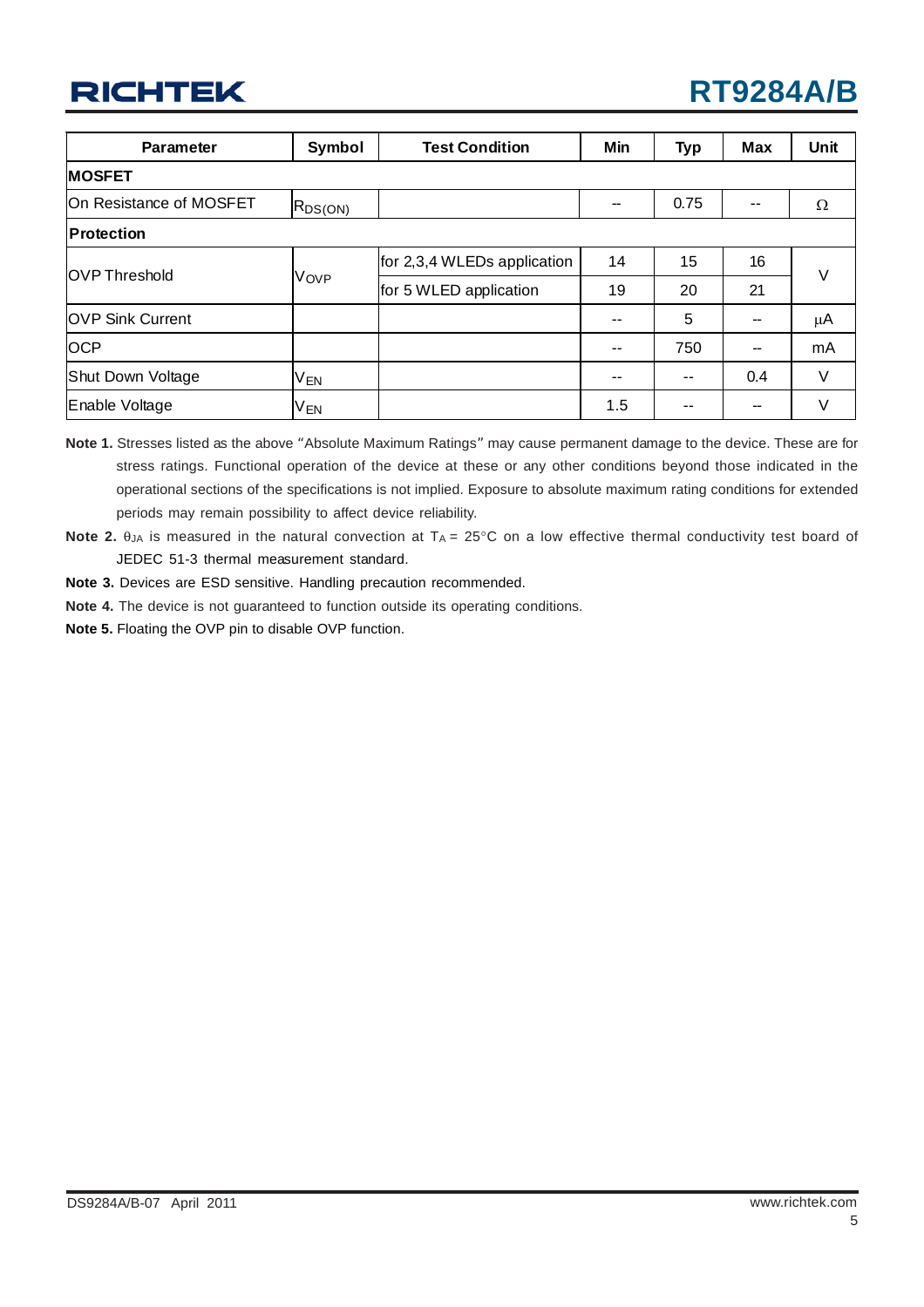| Parameter | Symbol | Test Condition | Min | Typ | Max | Unit |
|---|---|---|---|---|---|---|
| **MOSFET** | | | | | | |
| On Resistance of MOSFET | $R_{DS(ON)}$ | | -- | 0.75 | -- | Ω |
| **Protection** | | | | | | |
| OVP Threshold | $V_{OVP}$ | for 2,3,4 WLEDs application | 14 | 15 | 16 | V |
| | | for 5 WLED application | 19 | 20 | 21 | |
| OVP Sink Current | | | -- | 5 | -- | μA |
| OCP | | | -- | 750 | -- | mA |
| Shut Down Voltage | $V_{EN}$ | | -- | -- | 0.4 | V |
| Enable Voltage | $V_{EN}$ | | 1.5 | -- | -- | V |

**Note 1.** Stresses listed as the above "Absolute Maximum Ratings" may cause permanent damage to the device. These are for stress ratings. Functional operation of the device at these or any other conditions beyond those indicated in the operational sections of the specifications is not implied. Exposure to absolute maximum rating conditions for extended periods may remain possibility to affect device reliability.

**Note 2.** $\theta_{JA}$ is measured in the natural convection at $T_A = 25°C$ on a low effective thermal conductivity test board of JEDEC 51-3 thermal measurement standard.

**Note 3.** Devices are ESD sensitive. Handling precaution recommended.

**Note 4.** The device is not guaranteed to function outside its operating conditions.

**Note 5.** Floating the OVP pin to disable OVP function.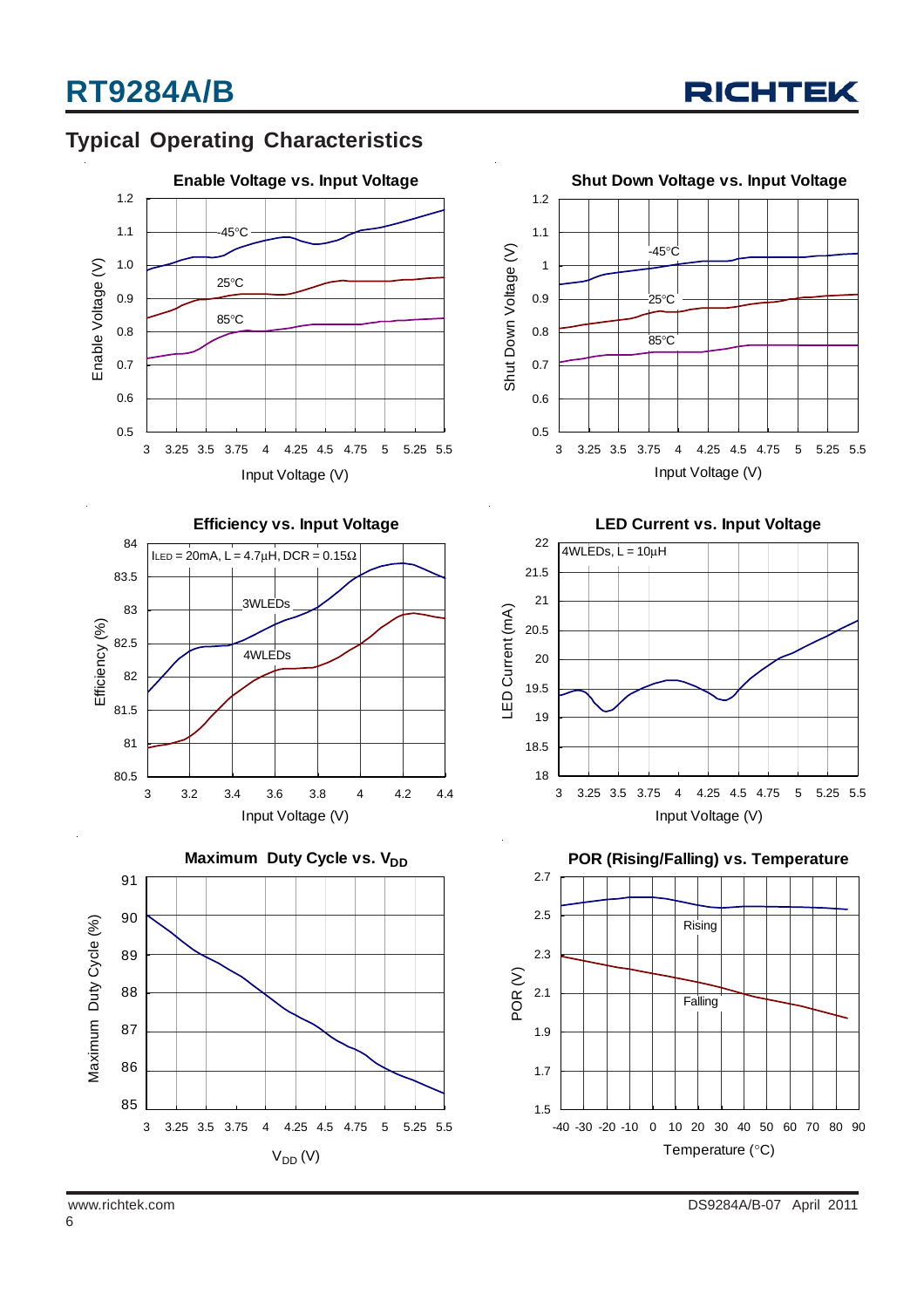## Typical Operating Characteristics

**Enable Voltage vs. Input Voltage**

Enable Voltage (V) vs. Input Voltage (V); curves: -45°C, 25°C, 85°C

**Shut Down Voltage vs. Input Voltage**

Shut Down Voltage (V) vs. Input Voltage (V); curves: -45°C, 25°C, 85°C

**Efficiency vs. Input Voltage**

$I_{LED}$ = 20mA, L = 4.7μH, DCR = 0.15Ω

Efficiency (%) vs. Input Voltage (V); curves: 3WLEDs, 4WLEDs

**LED Current vs. Input Voltage**

4WLEDs, L = 10μH

LED Current (mA) vs. Input Voltage (V)

**Maximum Duty Cycle vs. $V_{DD}$**

Maximum Duty Cycle (%) vs. $V_{DD}$ (V)

**POR (Rising/Falling) vs. Temperature**

POR (V) vs. Temperature (°C); curves: Rising, Falling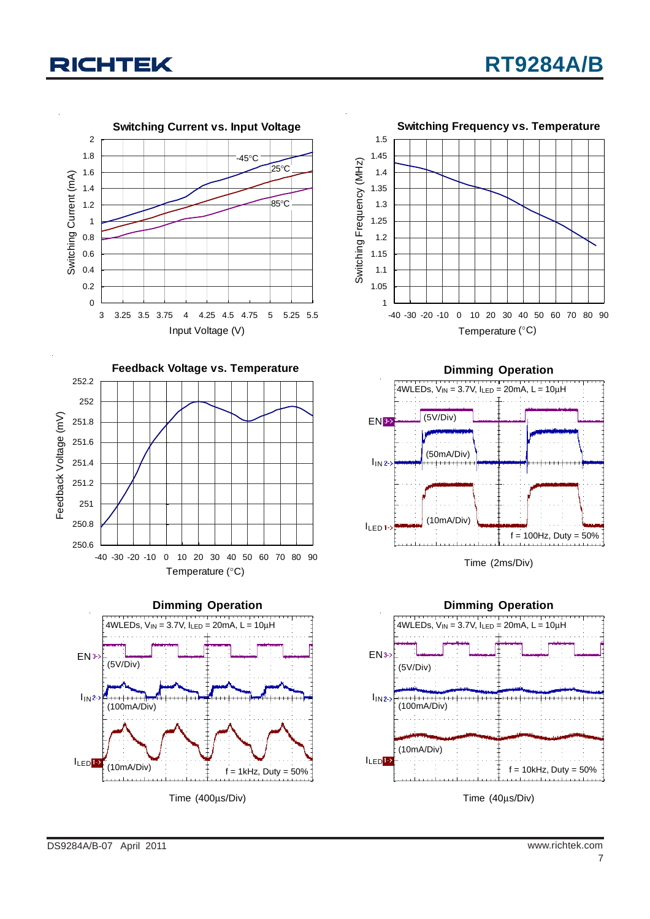**Switching Current vs. Input Voltage**

Switching Current (mA)

-45°C

25°C

85°C

Input Voltage (V)

**Switching Frequency vs. Temperature**

Switching Frequency (MHz)

Temperature (°C)

**Feedback Voltage vs. Temperature**

Feedback Voltage (mV)

Temperature (°C)

**Dimming Operation**

4WLEDs, $V_{IN}$ = 3.7V, $I_{LED}$ = 20mA, L = 10µH

EN (5V/Div)

$I_{IN}$ (50mA/Div)

$I_{LED}$ (10mA/Div)

f = 100Hz, Duty = 50%

Time (2ms/Div)

**Dimming Operation**

4WLEDs, $V_{IN}$ = 3.7V, $I_{LED}$ = 20mA, L = 10µH

EN (5V/Div)

$I_{IN}$ (100mA/Div)

$I_{LED}$ (10mA/Div)

f = 1kHz, Duty = 50%

Time (400µs/Div)

**Dimming Operation**

4WLEDs, $V_{IN}$ = 3.7V, $I_{LED}$ = 20mA, L = 10µH

EN (5V/Div)

$I_{IN}$ (100mA/Div)

$I_{LED}$ (10mA/Div)

f = 10kHz, Duty = 50%

Time (40µs/Div)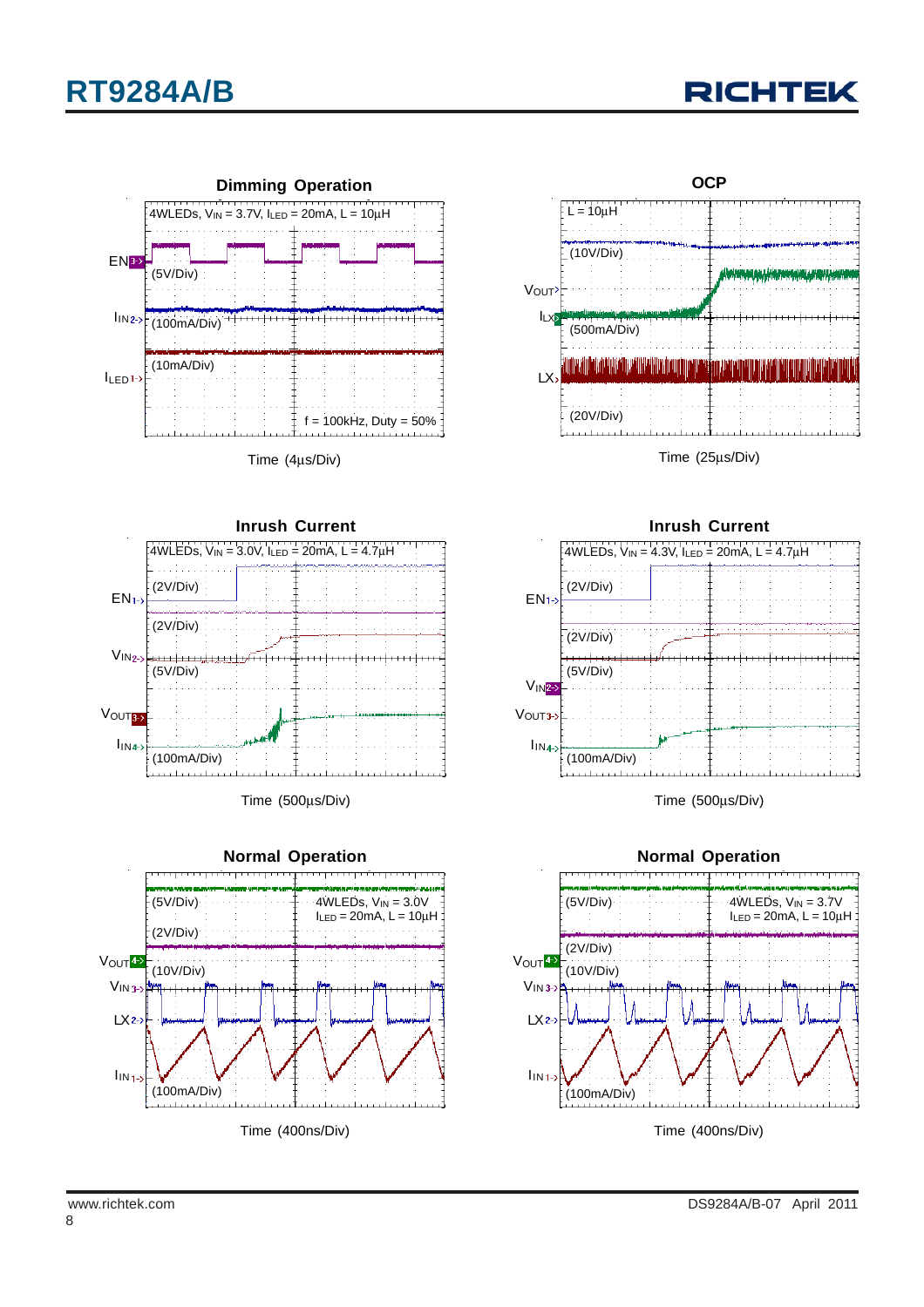**Dimming Operation**

4WLEDs, $V_{IN}$ = 3.7V, $I_{LED}$ = 20mA, L = 10μH

EN (5V/Div)

$I_{IN}$ (100mA/Div)

$I_{LED}$ (10mA/Div)

f = 100kHz, Duty = 50%

Time (4μs/Div)

**OCP**

L = 10μH

$V_{OUT}$ (10V/Div)

$I_{LX}$ (500mA/Div)

LX (20V/Div)

Time (25μs/Div)

**Inrush Current**

4WLEDs, $V_{IN}$ = 3.0V, $I_{LED}$ = 20mA, L = 4.7μH

EN (2V/Div)

$V_{IN}$ (2V/Div)

$V_{OUT}$ (5V/Div)

$I_{IN}$ (100mA/Div)

Time (500μs/Div)

**Inrush Current**

4WLEDs, $V_{IN}$ = 4.3V, $I_{LED}$ = 20mA, L = 4.7μH

EN (2V/Div)

$V_{IN}$ (2V/Div)

$V_{OUT}$ (5V/Div)

$I_{IN}$ (100mA/Div)

Time (500μs/Div)

**Normal Operation**

4WLEDs, $V_{IN}$ = 3.0V, $I_{LED}$ = 20mA, L = 10μH

$V_{OUT}$ (5V/Div)

$V_{IN}$ (2V/Div)

LX (10V/Div)

$I_{IN}$ (100mA/Div)

Time (400ns/Div)

**Normal Operation**

4WLEDs, $V_{IN}$ = 3.7V, $I_{LED}$ = 20mA, L = 10μH

$V_{OUT}$ (5V/Div)

$V_{IN}$ (2V/Div)

LX (10V/Div)

$I_{IN}$ (100mA/Div)

Time (400ns/Div)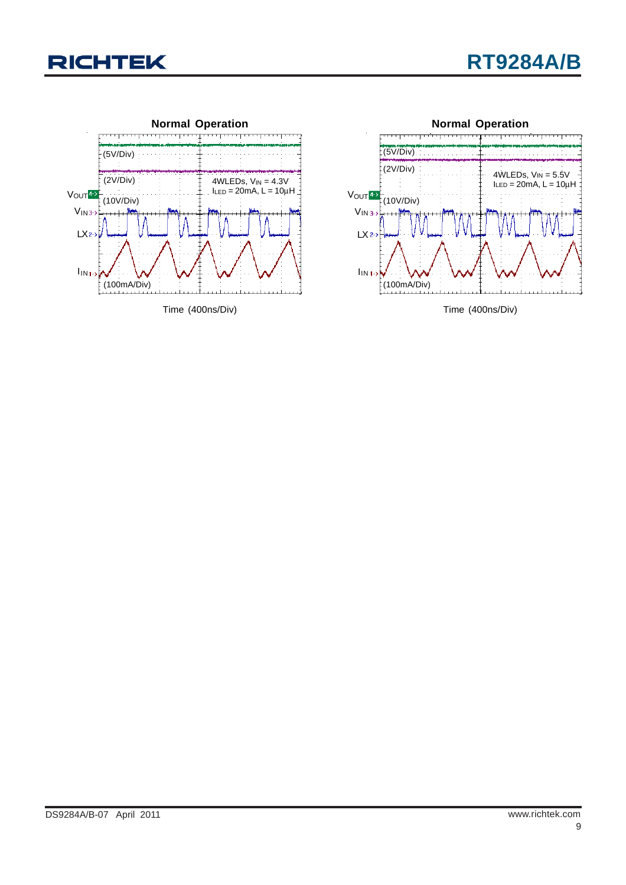**Normal Operation**

$V_{OUT}$ (5V/Div)

$V_{IN}$ (2V/Div)

LX (10V/Div)

$I_{IN}$ (100mA/Div)

4WLEDs, $V_{IN}$ = 4.3V
$I_{LED}$ = 20mA, L = 10μH

Time (400ns/Div)

**Normal Operation**

$V_{OUT}$ (5V/Div)

$V_{IN}$ (2V/Div)

LX (10V/Div)

$I_{IN}$ (100mA/Div)

4WLEDs, $V_{IN}$ = 5.5V
$I_{LED}$ = 20mA, L = 10μH

Time (400ns/Div)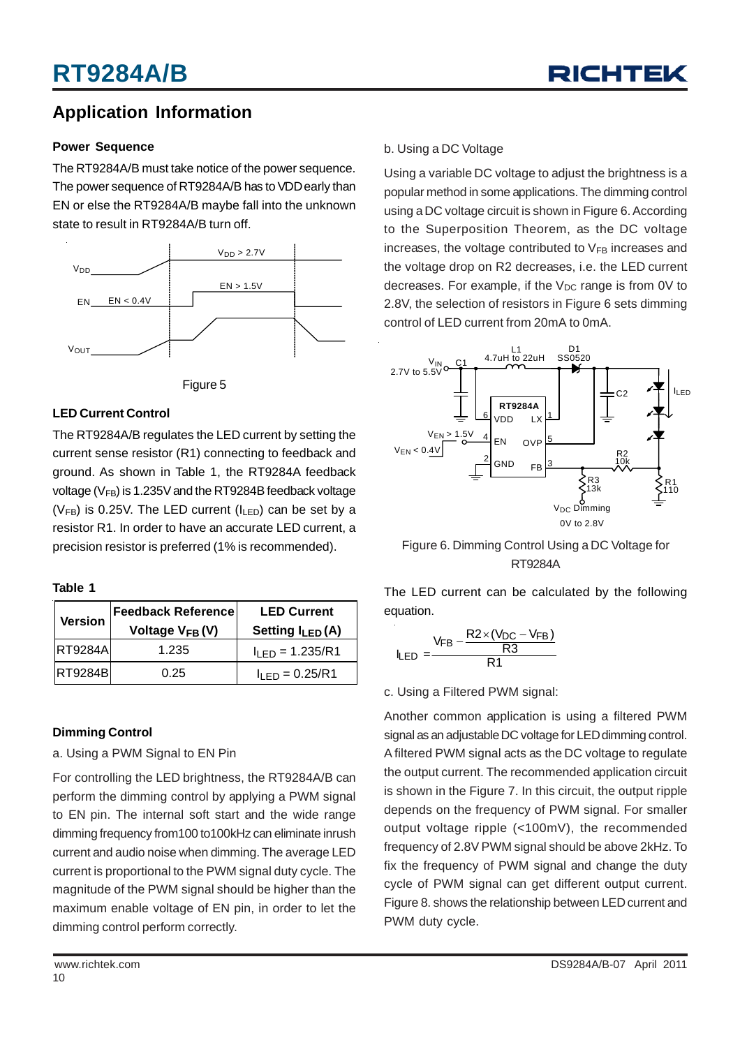## Application Information

### Power Sequence

The RT9284A/B must take notice of the power sequence. The power sequence of RT9284A/B has to VDD early than EN or else the RT9284A/B maybe fall into the unknown state to result in RT9284A/B turn off.

Figure 5

### LED Current Control

The RT9284A/B regulates the LED current by setting the current sense resistor (R1) connecting to feedback and ground. As shown in Table 1, the RT9284A feedback voltage ($V_{FB}$) is 1.235V and the RT9284B feedback voltage ($V_{FB}$) is 0.25V. The LED current ($I_{LED}$) can be set by a resistor R1. In order to have an accurate LED current, a precision resistor is preferred (1% is recommended).

**Table 1**

| Version | Feedback Reference Voltage $V_{FB}$ (V) | LED Current Setting $I_{LED}$ (A) |
|---|---|---|
| RT9284A | 1.235 | $I_{LED}$ = 1.235/R1 |
| RT9284B | 0.25 | $I_{LED}$ = 0.25/R1 |

### Dimming Control

a. Using a PWM Signal to EN Pin

For controlling the LED brightness, the RT9284A/B can perform the dimming control by applying a PWM signal to EN pin. The internal soft start and the wide range dimming frequency from100 to100kHz can eliminate inrush current and audio noise when dimming. The average LED current is proportional to the PWM signal duty cycle. The magnitude of the PWM signal should be higher than the maximum enable voltage of EN pin, in order to let the dimming control perform correctly.

b. Using a DC Voltage

Using a variable DC voltage to adjust the brightness is a popular method in some applications. The dimming control using a DC voltage circuit is shown in Figure 6. According to the Superposition Theorem, as the DC voltage increases, the voltage contributed to $V_{FB}$ increases and the voltage drop on R2 decreases, i.e. the LED current decreases. For example, if the $V_{DC}$ range is from 0V to 2.8V, the selection of resistors in Figure 6 sets dimming control of LED current from 20mA to 0mA.

Figure 6. Dimming Control Using a DC Voltage for RT9284A

The LED current can be calculated by the following equation.

$$I_{LED} = \frac{V_{FB} - \frac{R2 \times (V_{DC} - V_{FB})}{R3}}{R1}$$

c. Using a Filtered PWM signal:

Another common application is using a filtered PWM signal as an adjustable DC voltage for LED dimming control. A filtered PWM signal acts as the DC voltage to regulate the output current. The recommended application circuit is shown in the Figure 7. In this circuit, the output ripple depends on the frequency of PWM signal. For smaller output voltage ripple (<100mV), the recommended frequency of 2.8V PWM signal should be above 2kHz. To fix the frequency of PWM signal and change the duty cycle of PWM signal can get different output current. Figure 8. shows the relationship between LED current and PWM duty cycle.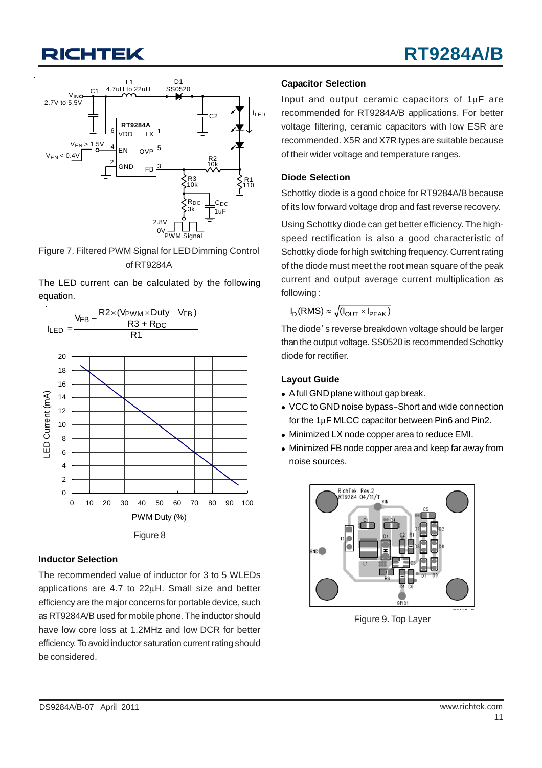Figure 7. Filtered PWM Signal for LED Dimming Control of RT9284A

The LED current can be calculated by the following equation.

$$I_{LED} = \frac{V_{FB} - \dfrac{R2 \times (V_{PWM} \times Duty - V_{FB})}{R3 + R_{DC}}}{R1}$$

Figure 8

### Inductor Selection

The recommended value of inductor for 3 to 5 WLEDs applications are 4.7 to 22µH. Small size and better efficiency are the major concerns for portable device, such as RT9284A/B used for mobile phone. The inductor should have low core loss at 1.2MHz and low DCR for better efficiency. To avoid inductor saturation current rating should be considered.

### Capacitor Selection

Input and output ceramic capacitors of 1µF are recommended for RT9284A/B applications. For better voltage filtering, ceramic capacitors with low ESR are recommended. X5R and X7R types are suitable because of their wider voltage and temperature ranges.

### Diode Selection

Schottky diode is a good choice for RT9284A/B because of its low forward voltage drop and fast reverse recovery.

Using Schottky diode can get better efficiency. The high-speed rectification is also a good characteristic of Schottky diode for high switching frequency. Current rating of the diode must meet the root mean square of the peak current and output average current multiplication as following :

$$I_D(RMS) \approx \sqrt{(I_{OUT} \times I_{PEAK})}$$

The diode' s reverse breakdown voltage should be larger than the output voltage. SS0520 is recommended Schottky diode for rectifier.

### Layout Guide

- A full GND plane without gap break.
- VCC to GND noise bypass–Short and wide connection for the 1µF MLCC capacitor between Pin6 and Pin2.
- Minimized LX node copper area to reduce EMI.
- Minimized FB node copper area and keep far away from noise sources.

Figure 9. Top Layer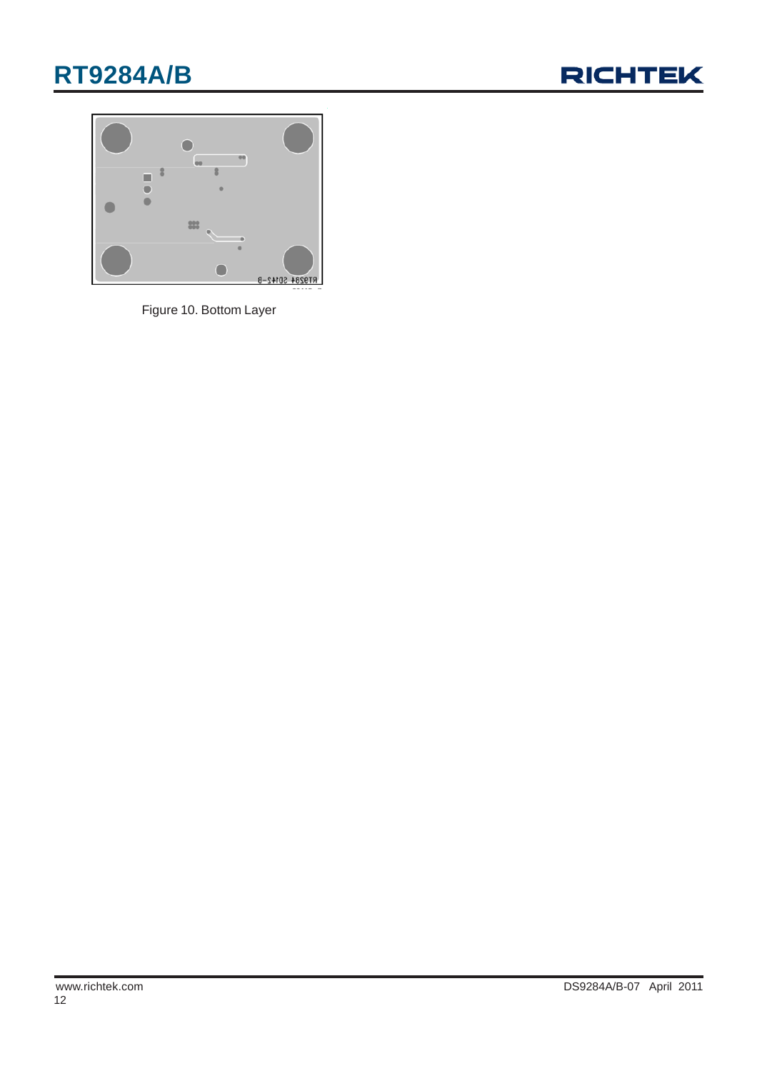Figure 10. Bottom Layer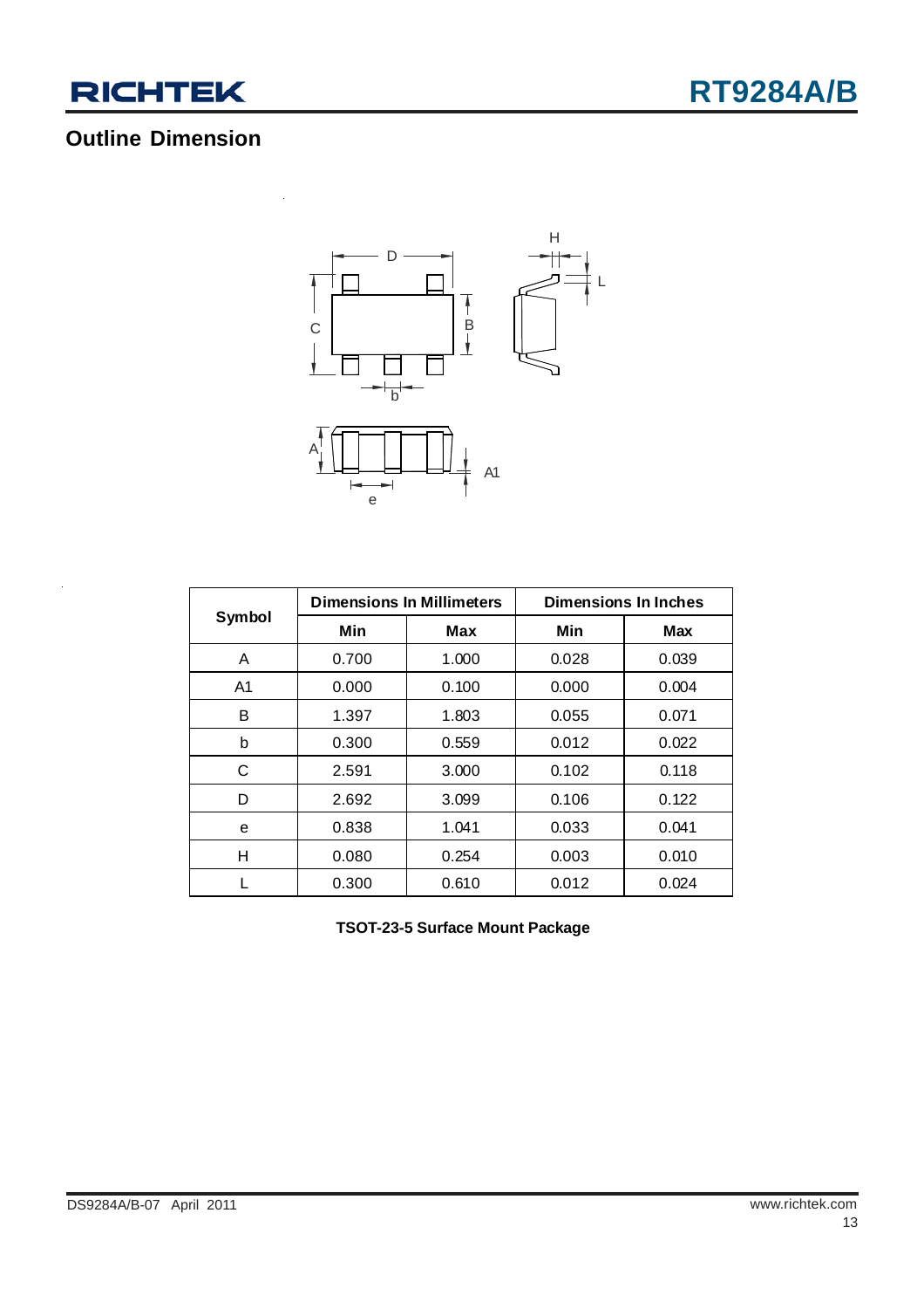## Outline Dimension

| Symbol | Dimensions In Millimeters | | Dimensions In Inches | |
|---|---|---|---|---|
| | Min | Max | Min | Max |
| A | 0.700 | 1.000 | 0.028 | 0.039 |
| A1 | 0.000 | 0.100 | 0.000 | 0.004 |
| B | 1.397 | 1.803 | 0.055 | 0.071 |
| b | 0.300 | 0.559 | 0.012 | 0.022 |
| C | 2.591 | 3.000 | 0.102 | 0.118 |
| D | 2.692 | 3.099 | 0.106 | 0.122 |
| e | 0.838 | 1.041 | 0.033 | 0.041 |
| H | 0.080 | 0.254 | 0.003 | 0.010 |
| L | 0.300 | 0.610 | 0.012 | 0.024 |

**TSOT-23-5 Surface Mount Package**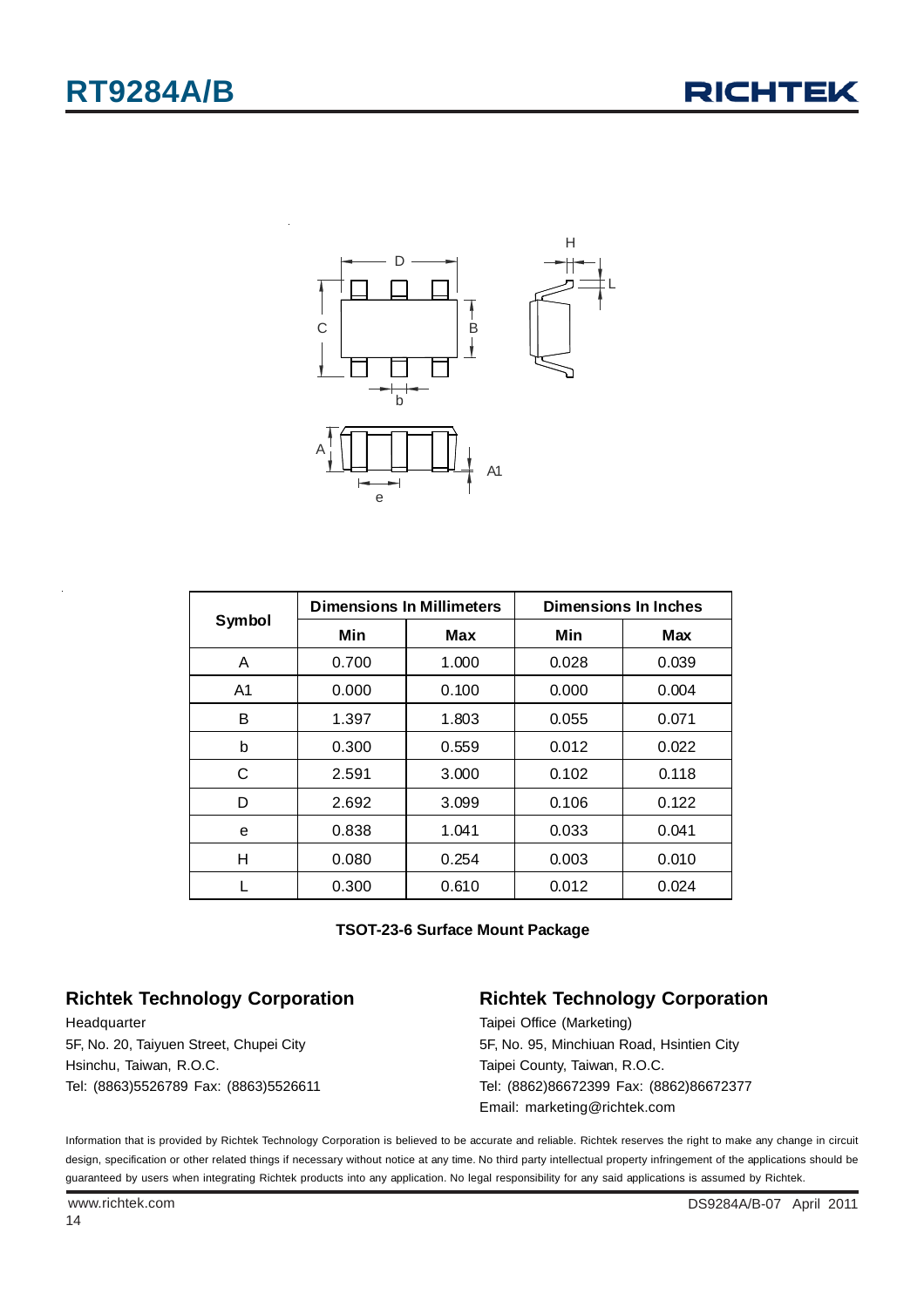D

H

L

C

B

b

A

A1

e

| Symbol | Dimensions In Millimeters | | Dimensions In Inches | |
|---|---|---|---|---|
| | Min | Max | Min | Max |
| A | 0.700 | 1.000 | 0.028 | 0.039 |
| A1 | 0.000 | 0.100 | 0.000 | 0.004 |
| B | 1.397 | 1.803 | 0.055 | 0.071 |
| b | 0.300 | 0.559 | 0.012 | 0.022 |
| C | 2.591 | 3.000 | 0.102 | 0.118 |
| D | 2.692 | 3.099 | 0.106 | 0.122 |
| e | 0.838 | 1.041 | 0.033 | 0.041 |
| H | 0.080 | 0.254 | 0.003 | 0.010 |
| L | 0.300 | 0.610 | 0.012 | 0.024 |

**TSOT-23-6 Surface Mount Package**

## Richtek Technology Corporation

Headquarter
5F, No. 20, Taiyuen Street, Chupei City
Hsinchu, Taiwan, R.O.C.
Tel: (8863)5526789 Fax: (8863)5526611

## Richtek Technology Corporation

Taipei Office (Marketing)
5F, No. 95, Minchiuan Road, Hsintien City
Taipei County, Taiwan, R.O.C.
Tel: (8862)86672399 Fax: (8862)86672377
Email: marketing@richtek.com

Information that is provided by Richtek Technology Corporation is believed to be accurate and reliable. Richtek reserves the right to make any change in circuit design, specification or other related things if necessary without notice at any time. No third party intellectual property infringement of the applications should be guaranteed by users when integrating Richtek products into any application. No legal responsibility for any said applications is assumed by Richtek.